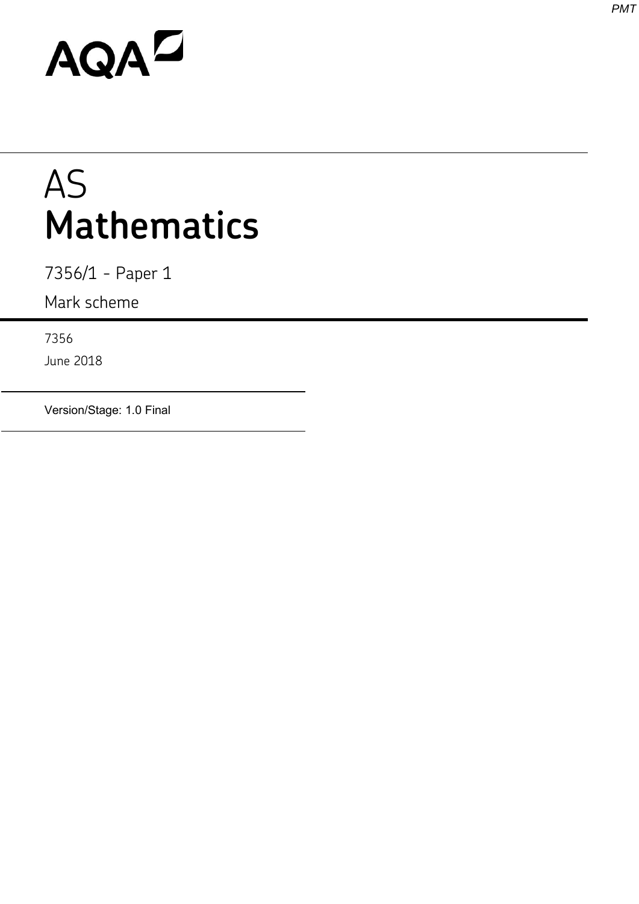AQA

# AS
# Mathematics

7356/1 - Paper 1

Mark scheme

7356

June 2018

Version/Stage: 1.0 Final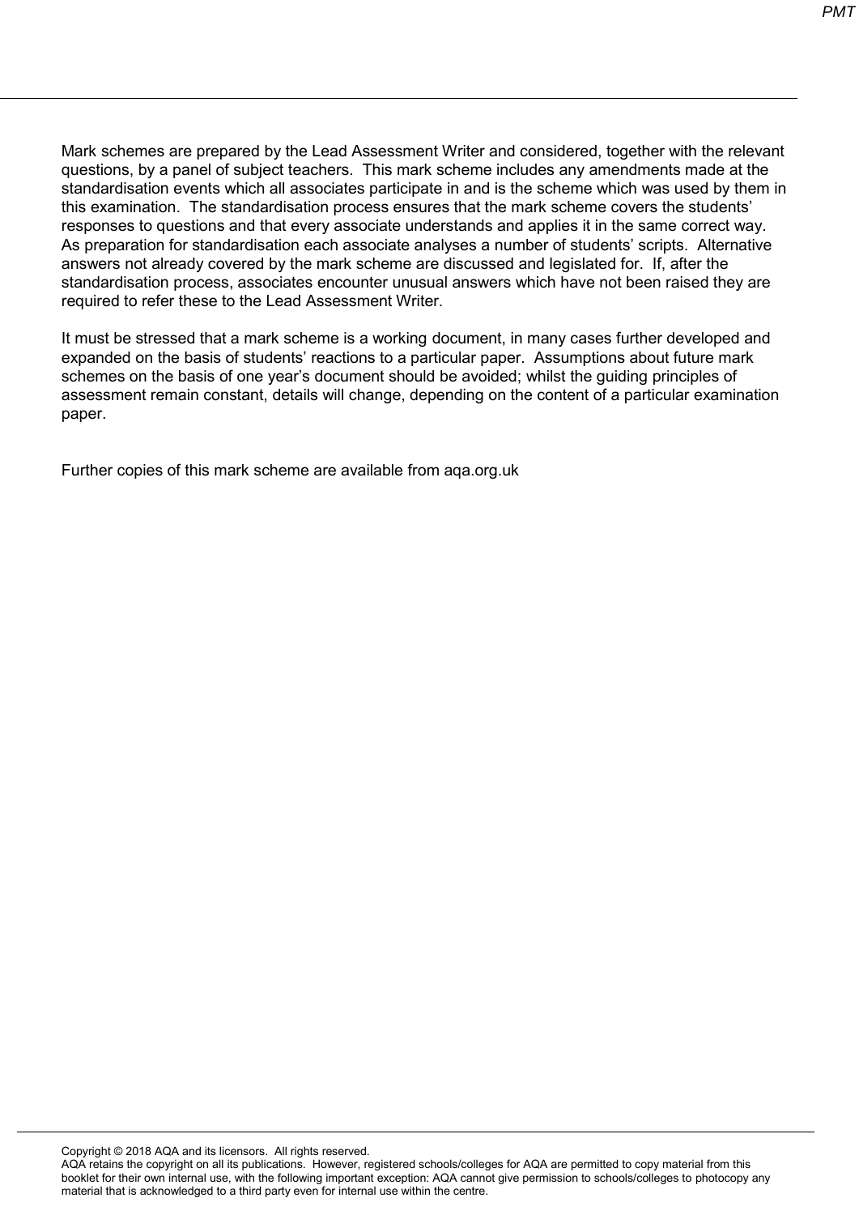Mark schemes are prepared by the Lead Assessment Writer and considered, together with the relevant questions, by a panel of subject teachers. This mark scheme includes any amendments made at the standardisation events which all associates participate in and is the scheme which was used by them in this examination. The standardisation process ensures that the mark scheme covers the students' responses to questions and that every associate understands and applies it in the same correct way. As preparation for standardisation each associate analyses a number of students' scripts. Alternative answers not already covered by the mark scheme are discussed and legislated for. If, after the standardisation process, associates encounter unusual answers which have not been raised they are required to refer these to the Lead Assessment Writer.

It must be stressed that a mark scheme is a working document, in many cases further developed and expanded on the basis of students' reactions to a particular paper. Assumptions about future mark schemes on the basis of one year's document should be avoided; whilst the guiding principles of assessment remain constant, details will change, depending on the content of a particular examination paper.

Further copies of this mark scheme are available from aqa.org.uk

Copyright © 2018 AQA and its licensors. All rights reserved.
AQA retains the copyright on all its publications. However, registered schools/colleges for AQA are permitted to copy material from this booklet for their own internal use, with the following important exception: AQA cannot give permission to schools/colleges to photocopy any material that is acknowledged to a third party even for internal use within the centre.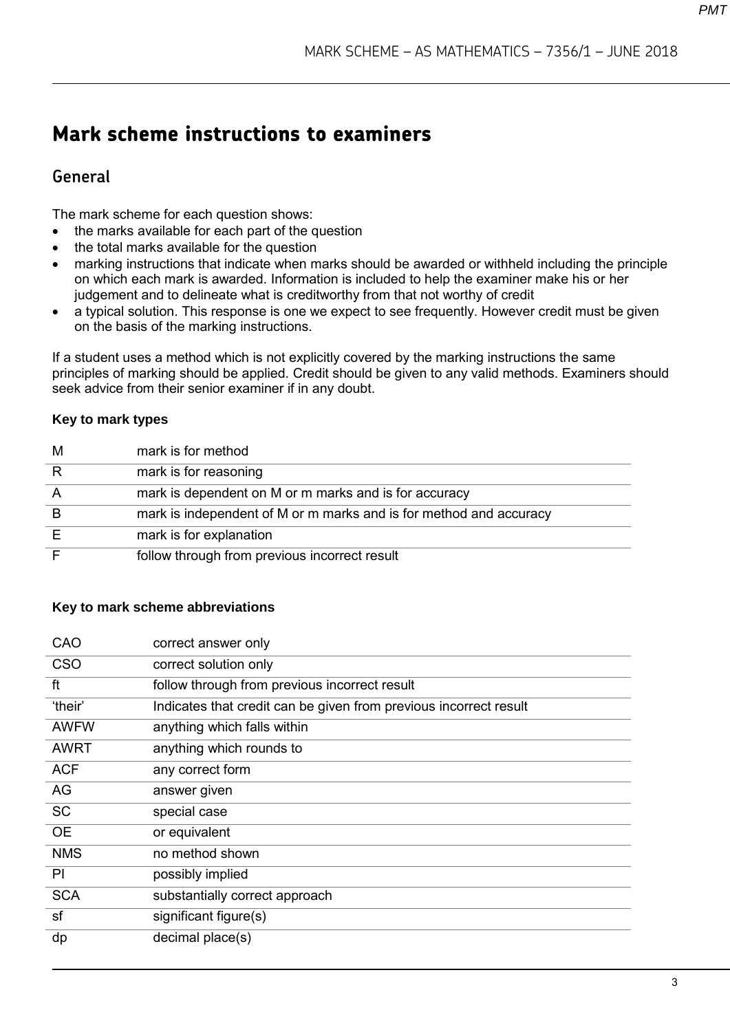# Mark scheme instructions to examiners

## General

The mark scheme for each question shows:

- the marks available for each part of the question
- the total marks available for the question
- marking instructions that indicate when marks should be awarded or withheld including the principle on which each mark is awarded. Information is included to help the examiner make his or her judgement and to delineate what is creditworthy from that not worthy of credit
- a typical solution. This response is one we expect to see frequently. However credit must be given on the basis of the marking instructions.

If a student uses a method which is not explicitly covered by the marking instructions the same principles of marking should be applied. Credit should be given to any valid methods. Examiners should seek advice from their senior examiner if in any doubt.

**Key to mark types**

| | |
|---|---|
| M | mark is for method |
| R | mark is for reasoning |
| A | mark is dependent on M or m marks and is for accuracy |
| B | mark is independent of M or m marks and is for method and accuracy |
| E | mark is for explanation |
| F | follow through from previous incorrect result |

**Key to mark scheme abbreviations**

| | |
|---|---|
| CAO | correct answer only |
| CSO | correct solution only |
| ft | follow through from previous incorrect result |
| 'their' | Indicates that credit can be given from previous incorrect result |
| AWFW | anything which falls within |
| AWRT | anything which rounds to |
| ACF | any correct form |
| AG | answer given |
| SC | special case |
| OE | or equivalent |
| NMS | no method shown |
| PI | possibly implied |
| SCA | substantially correct approach |
| sf | significant figure(s) |
| dp | decimal place(s) |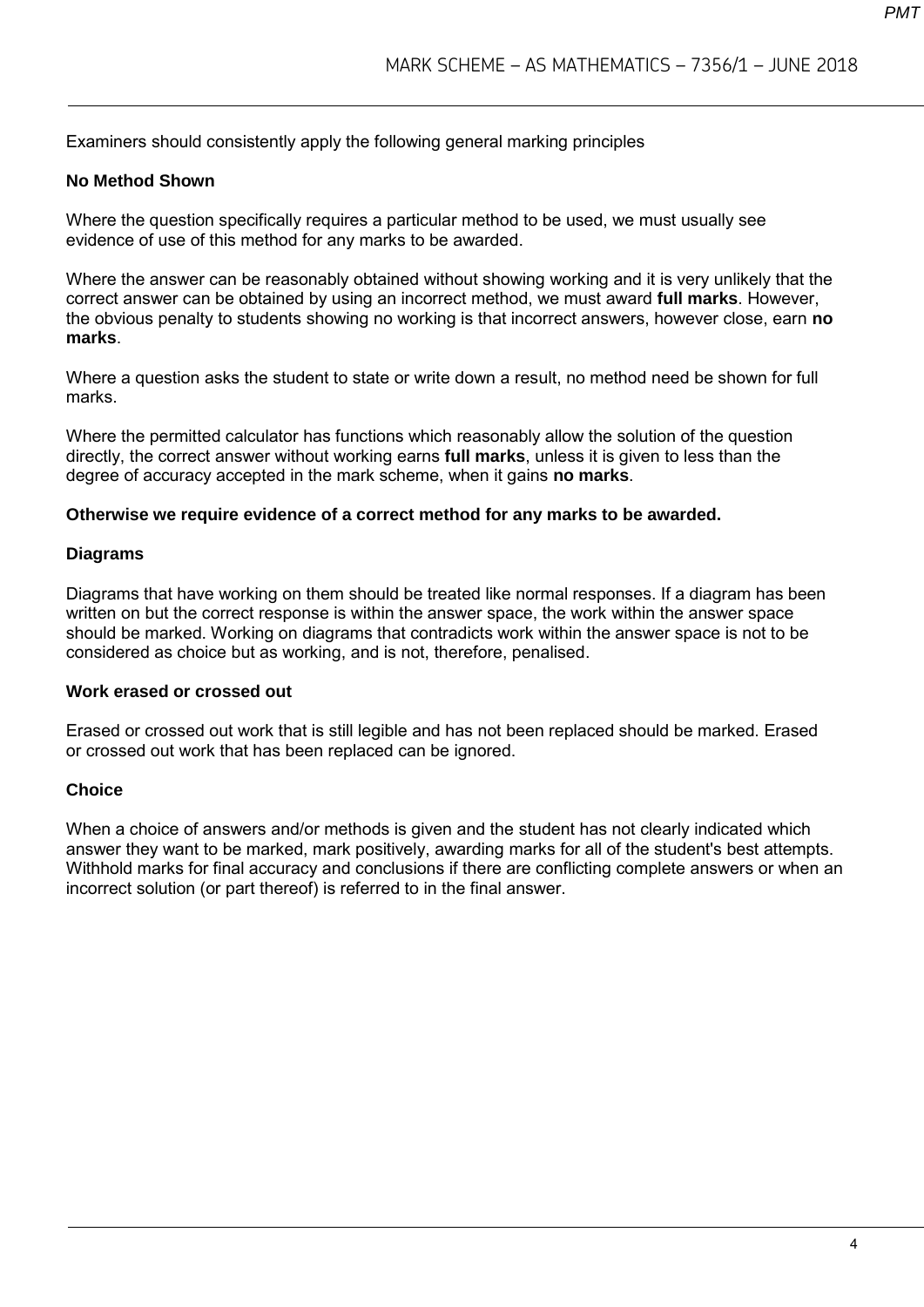Examiners should consistently apply the following general marking principles

**No Method Shown**

Where the question specifically requires a particular method to be used, we must usually see evidence of use of this method for any marks to be awarded.

Where the answer can be reasonably obtained without showing working and it is very unlikely that the correct answer can be obtained by using an incorrect method, we must award **full marks**. However, the obvious penalty to students showing no working is that incorrect answers, however close, earn **no marks**.

Where a question asks the student to state or write down a result, no method need be shown for full marks.

Where the permitted calculator has functions which reasonably allow the solution of the question directly, the correct answer without working earns **full marks**, unless it is given to less than the degree of accuracy accepted in the mark scheme, when it gains **no marks**.

**Otherwise we require evidence of a correct method for any marks to be awarded.**

**Diagrams**

Diagrams that have working on them should be treated like normal responses. If a diagram has been written on but the correct response is within the answer space, the work within the answer space should be marked. Working on diagrams that contradicts work within the answer space is not to be considered as choice but as working, and is not, therefore, penalised.

**Work erased or crossed out**

Erased or crossed out work that is still legible and has not been replaced should be marked. Erased or crossed out work that has been replaced can be ignored.

**Choice**

When a choice of answers and/or methods is given and the student has not clearly indicated which answer they want to be marked, mark positively, awarding marks for all of the student's best attempts. Withhold marks for final accuracy and conclusions if there are conflicting complete answers or when an incorrect solution (or part thereof) is referred to in the final answer.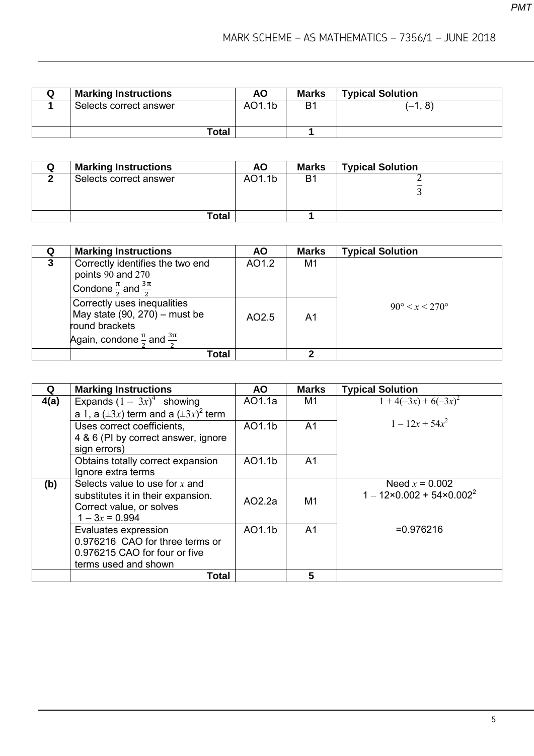| Q | Marking Instructions | AO | Marks | Typical Solution |
|---|---|---|---|---|
| **1** | Selects correct answer | AO1.1b | B1 | (–1, 8) |
| | **Total** | | **1** | |

| Q | Marking Instructions | AO | Marks | Typical Solution |
|---|---|---|---|---|
| **2** | Selects correct answer | AO1.1b | B1 | $\frac{2}{3}$ |
| | **Total** | | **1** | |

| Q | Marking Instructions | AO | Marks | Typical Solution |
|---|---|---|---|---|
| **3** | Correctly identifies the two end points 90 and 270 Condone $\frac{\pi}{2}$ and $\frac{3\pi}{2}$ | AO1.2 | M1 | $90° < x < 270°$ |
| | Correctly uses inequalities May state (90, 270) – must be round brackets Again, condone $\frac{\pi}{2}$ and $\frac{3\pi}{2}$ | AO2.5 | A1 | |
| | **Total** | | **2** | |

| Q | Marking Instructions | AO | Marks | Typical Solution |
|---|---|---|---|---|
| **4(a)** | Expands $(1 - 3x)^4$ showing a 1, a $(\pm 3x)$ term and a $(\pm 3x)^2$ term | AO1.1a | M1 | $1 + 4(-3x) + 6(-3x)^2$ <br> $1 - 12x + 54x^2$ |
| | Uses correct coefficients, 4 & 6 (PI by correct answer, ignore sign errors) | AO1.1b | A1 | |
| | Obtains totally correct expansion Ignore extra terms | AO1.1b | A1 | |
| **(b)** | Selects value to use for $x$ and substitutes it in their expansion. Correct value, or solves $1 - 3x = 0.994$ | AO2.2a | M1 | Need $x = 0.002$ <br> $1 - 12 \times 0.002 + 54 \times 0.002^2$ |
| | Evaluates expression 0.976216 CAO for three terms or 0.976215 CAO for four or five terms used and shown | AO1.1b | A1 | =0.976216 |
| | **Total** | | **5** | |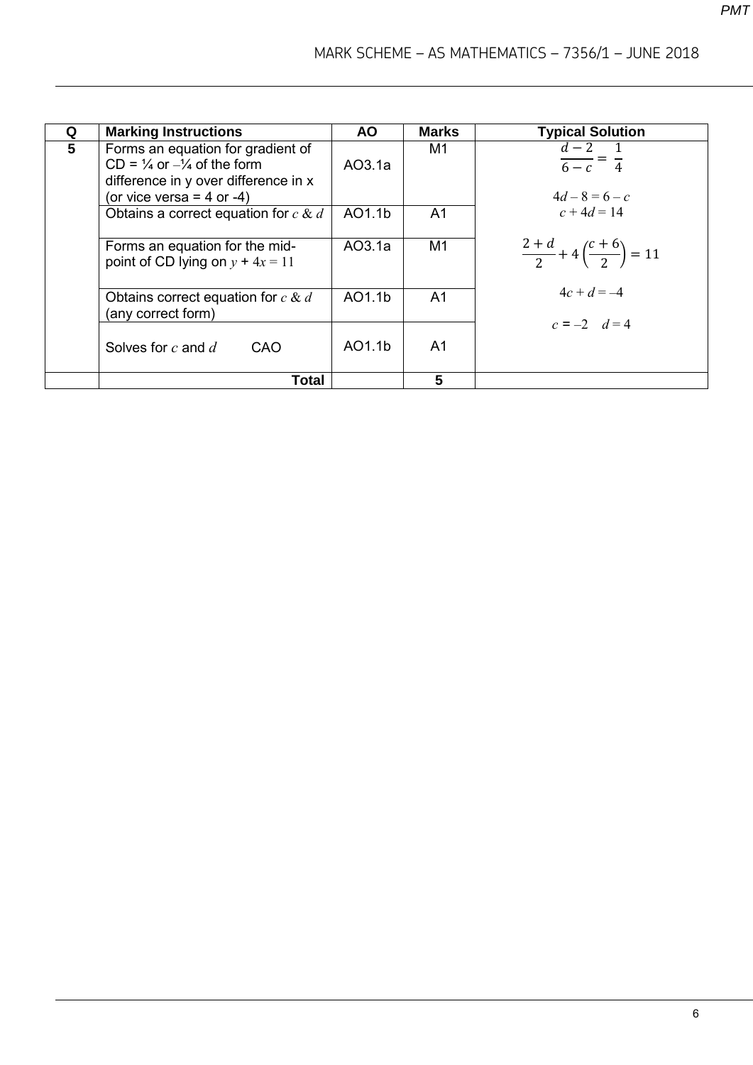| Q | Marking Instructions | AO | Marks | Typical Solution |
|---|---|---|---|---|
| 5 | Forms an equation for gradient of CD = ¼ or –¼ of the form difference in y over difference in x (or vice versa = 4 or -4) | AO3.1a | M1 | $\frac{d-2}{6-c} = \frac{1}{4}$ <br> $4d - 8 = 6 - c$ |
| | Obtains a correct equation for $c$ & $d$ | AO1.1b | A1 | $c + 4d = 14$ |
| | Forms an equation for the mid-point of CD lying on $y + 4x = 11$ | AO3.1a | M1 | $\frac{2+d}{2} + 4\left(\frac{c+6}{2}\right) = 11$ |
| | Obtains correct equation for $c$ & $d$ (any correct form) | AO1.1b | A1 | $4c + d = -4$ |
| | Solves for $c$ and $d$ CAO | AO1.1b | A1 | $c = -2 \quad d = 4$ |
| | **Total** | | **5** | |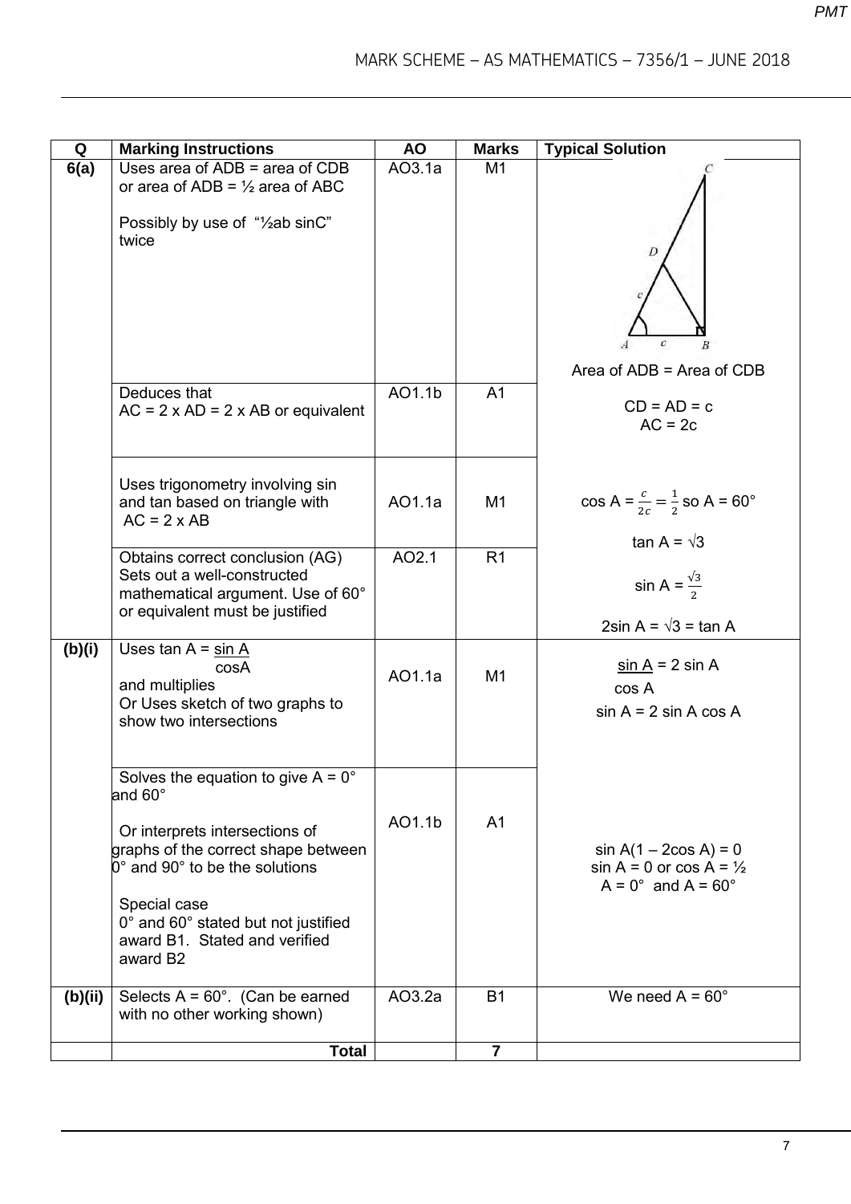| Q | Marking Instructions | AO | Marks | Typical Solution |
|---|---|---|---|---|
| 6(a) | Uses area of ADB = area of CDB or area of ADB = ½ area of ABC<br><br>Possibly by use of "½ab sinC" twice | AO3.1a | M1 | Area of ADB = Area of CDB |
| | Deduces that<br>AC = 2 x AD = 2 x AB or equivalent | AO1.1b | A1 | CD = AD = c<br>AC = 2c |
| | Uses trigonometry involving sin and tan based on triangle with AC = 2 x AB | AO1.1a | M1 | cos A = $\frac{c}{2c} = \frac{1}{2}$ so A = 60°<br><br>tan A = $\sqrt{3}$ |
| | Obtains correct conclusion (AG)<br>Sets out a well-constructed mathematical argument. Use of 60° or equivalent must be justified | AO2.1 | R1 | sin A = $\frac{\sqrt{3}}{2}$<br><br>2sin A = $\sqrt{3}$ = tan A |
| (b)(i) | Uses tan A = $\frac{\sin A}{\cos A}$ and multiplies<br>Or Uses sketch of two graphs to show two intersections | AO1.1a | M1 | $\frac{\sin A}{\cos A}$ = 2 sin A<br><br>sin A = 2 sin A cos A |
| | Solves the equation to give A = 0° and 60°<br><br>Or interprets intersections of graphs of the correct shape between 0° and 90° to be the solutions<br><br>Special case<br>0° and 60° stated but not justified award B1. Stated and verified award B2 | AO1.1b | A1 | sin A(1 – 2cos A) = 0<br>sin A = 0 or cos A = ½<br>A = 0° and A = 60° |
| (b)(ii) | Selects A = 60°. (Can be earned with no other working shown) | AO3.2a | B1 | We need A = 60° |
| | **Total** | | **7** | |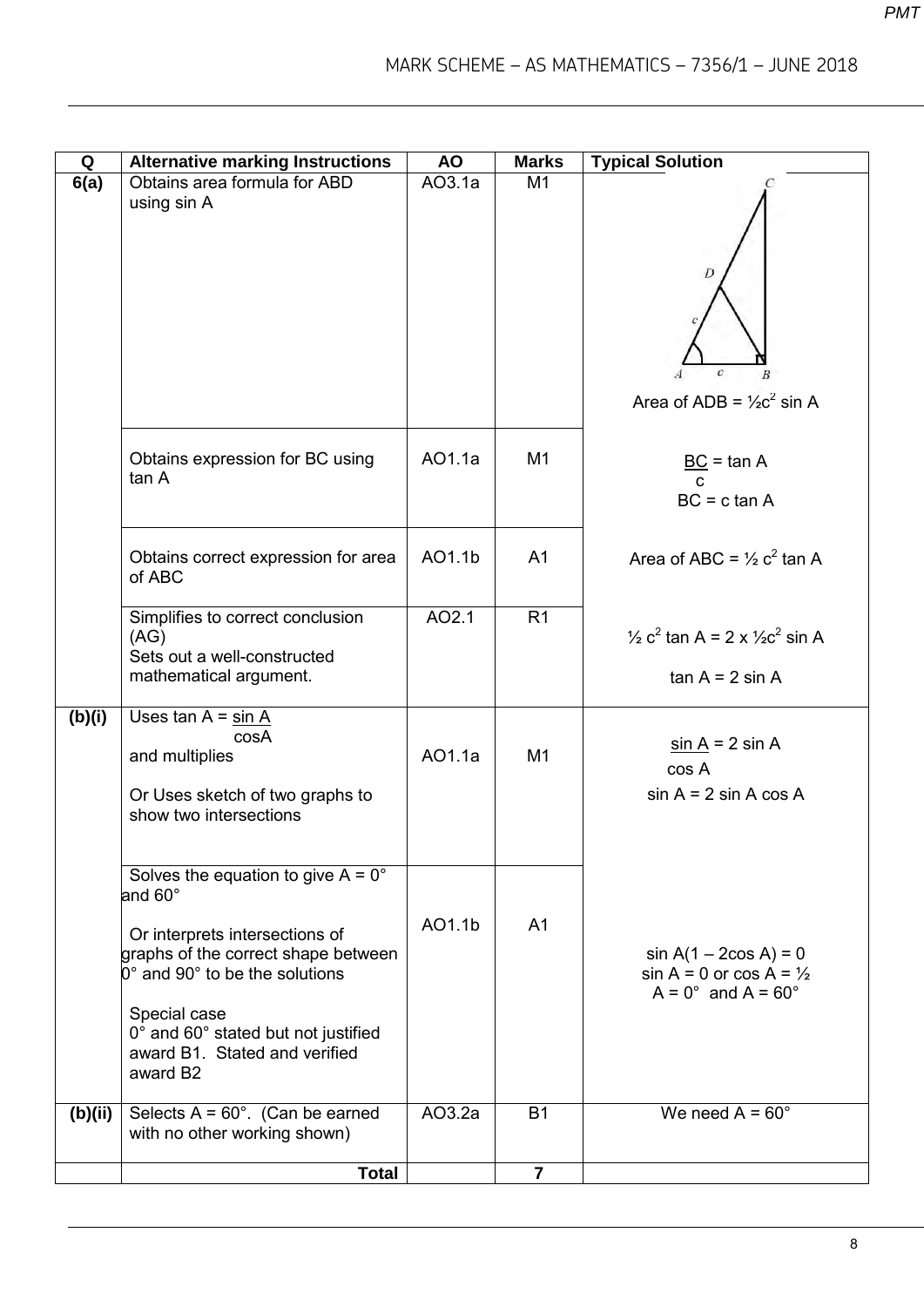| Q | Alternative marking Instructions | AO | Marks | Typical Solution |
|---|---|---|---|---|
| 6(a) | Obtains area formula for ABD using sin A | AO3.1a | M1 | Area of ADB = $\frac{1}{2}c^2 \sin A$ |
| | Obtains expression for BC using tan A | AO1.1a | M1 | $\frac{BC}{c} = \tan A$<br>$BC = c \tan A$ |
| | Obtains correct expression for area of ABC | AO1.1b | A1 | Area of ABC = $\frac{1}{2} c^2 \tan A$ |
| | Simplifies to correct conclusion (AG)<br>Sets out a well-constructed mathematical argument. | AO2.1 | R1 | $\frac{1}{2} c^2 \tan A = 2 \times \frac{1}{2}c^2 \sin A$<br><br>$\tan A = 2 \sin A$ |
| (b)(i) | Uses $\tan A = \frac{\sin A}{\cos A}$ and multiplies<br><br>Or Uses sketch of two graphs to show two intersections | AO1.1a | M1 | $\frac{\sin A}{\cos A} = 2 \sin A$<br>$\sin A = 2 \sin A \cos A$ |
| | Solves the equation to give A = 0° and 60°<br><br>Or interprets intersections of graphs of the correct shape between 0° and 90° to be the solutions<br><br>Special case<br>0° and 60° stated but not justified award B1. Stated and verified award B2 | AO1.1b | A1 | $\sin A(1 - 2\cos A) = 0$<br>$\sin A = 0$ or $\cos A = \frac{1}{2}$<br>A = 0° and A = 60° |
| (b)(ii) | Selects A = 60°. (Can be earned with no other working shown) | AO3.2a | B1 | We need A = 60° |
| | **Total** | | **7** | |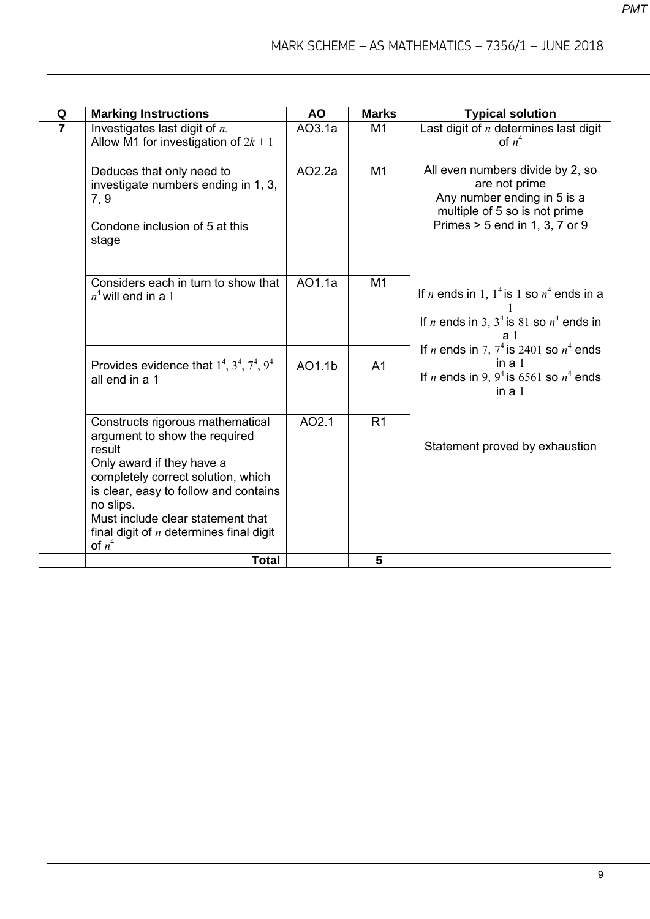| Q | Marking Instructions | AO | Marks | Typical solution |
|---|---|---|---|---|
| 7 | Investigates last digit of $n$. Allow M1 for investigation of $2k + 1$ | AO3.1a | M1 | Last digit of $n$ determines last digit of $n^4$ |
| | Deduces that only need to investigate numbers ending in 1, 3, 7, 9<br><br>Condone inclusion of 5 at this stage | AO2.2a | M1 | All even numbers divide by 2, so are not prime<br>Any number ending in 5 is a multiple of 5 so is not prime<br>Primes > 5 end in 1, 3, 7 or 9 |
| | Considers each in turn to show that $n^4$ will end in a 1 | AO1.1a | M1 | If $n$ ends in 1, $1^4$ is 1 so $n^4$ ends in a 1<br>If $n$ ends in 3, $3^4$ is 81 so $n^4$ ends in a 1<br>If $n$ ends in 7, $7^4$ is 2401 so $n^4$ ends in a 1<br>If $n$ ends in 9, $9^4$ is 6561 so $n^4$ ends in a 1 |
| | Provides evidence that $1^4$, $3^4$, $7^4$, $9^4$ all end in a 1 | AO1.1b | A1 | |
| | Constructs rigorous mathematical argument to show the required result<br>Only award if they have a completely correct solution, which is clear, easy to follow and contains no slips.<br>Must include clear statement that final digit of $n$ determines final digit of $n^4$ | AO2.1 | R1 | Statement proved by exhaustion |
| | **Total** | | **5** | |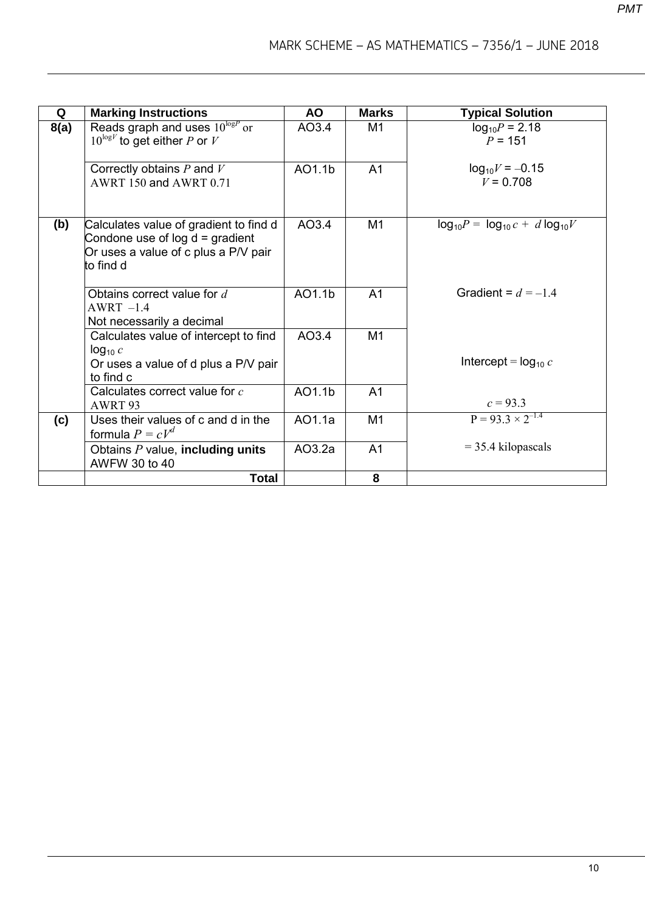| Q | Marking Instructions | AO | Marks | Typical Solution |
|---|---|---|---|---|
| **8(a)** | Reads graph and uses $10^{\log P}$ or $10^{\log V}$ to get either $P$ or $V$ | AO3.4 | M1 | $\log_{10}P = 2.18$<br>$P = 151$<br><br>$\log_{10}V = -0.15$<br>$V = 0.708$ |
| | Correctly obtains $P$ and $V$<br>AWRT 150 and AWRT 0.71 | AO1.1b | A1 | |
| **(b)** | Calculates value of gradient to find d<br>Condone use of log d = gradient<br>Or uses a value of c plus a P/V pair to find d | AO3.4 | M1 | $\log_{10}P = \log_{10}c + d\log_{10}V$<br><br>Gradient = $d = -1.4$<br><br>Intercept = $\log_{10}c$<br><br>$c = 93.3$ |
| | Obtains correct value for $d$<br>AWRT $-1.4$<br>Not necessarily a decimal | AO1.1b | A1 | |
| | Calculates value of intercept to find $\log_{10}c$<br>Or uses a value of d plus a P/V pair to find c | AO3.4 | M1 | |
| | Calculates correct value for $c$<br>AWRT 93 | AO1.1b | A1 | |
| **(c)** | Uses their values of c and d in the formula $P = cV^d$ | AO1.1a | M1 | $P = 93.3 \times 2^{-1.4}$<br><br>$= 35.4$ kilopascals |
| | Obtains $P$ value, **including units**<br>AWFW 30 to 40 | AO3.2a | A1 | |
| | **Total** | | **8** | |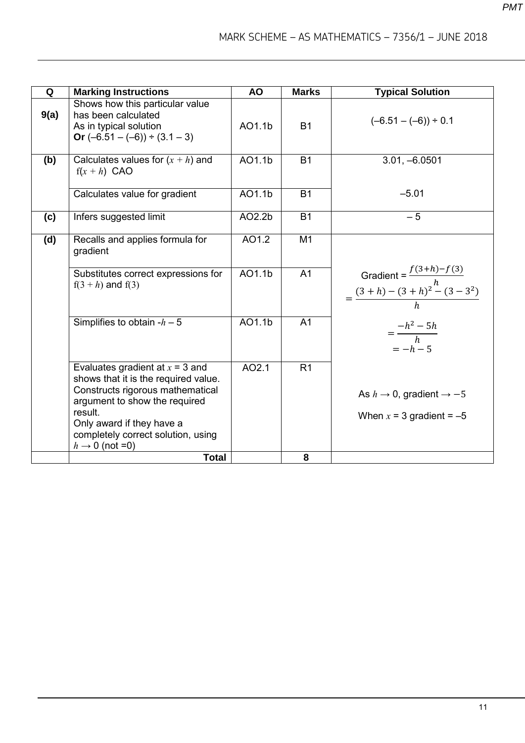| Q | Marking Instructions | AO | Marks | Typical Solution |
|---|---|---|---|---|
| **9(a)** | Shows how this particular value has been calculated<br>As in typical solution<br>**Or** (–6.51 – (–6)) ÷ (3.1 – 3) | AO1.1b | B1 | (–6.51 – (–6)) ÷ 0.1 |
| **(b)** | Calculates values for $(x + h)$ and $f(x + h)$ CAO | AO1.1b | B1 | 3.01, –6.0501 |
| | Calculates value for gradient | AO1.1b | B1 | –5.01 |
| **(c)** | Infers suggested limit | AO2.2b | B1 | – 5 |
| **(d)** | Recalls and applies formula for gradient | AO1.2 | M1 | Gradient = $\frac{f(3+h)-f(3)}{h}$ |
| | Substitutes correct expressions for $f(3 + h)$ and $f(3)$ | AO1.1b | A1 | $= \frac{(3+h)-(3+h)^2-(3-3^2)}{h}$ |
| | Simplifies to obtain $-h - 5$ | AO1.1b | A1 | $= \frac{-h^2-5h}{h}$<br>$= -h - 5$ |
| | Evaluates gradient at $x = 3$ and shows that it is the required value.<br>Constructs rigorous mathematical argument to show the required result.<br>Only award if they have a completely correct solution, using $h \to 0$ (not =0) | AO2.1 | R1 | As $h \to 0$, gradient $\to -5$<br>When $x = 3$ gradient = –5 |
| | **Total** | | **8** | |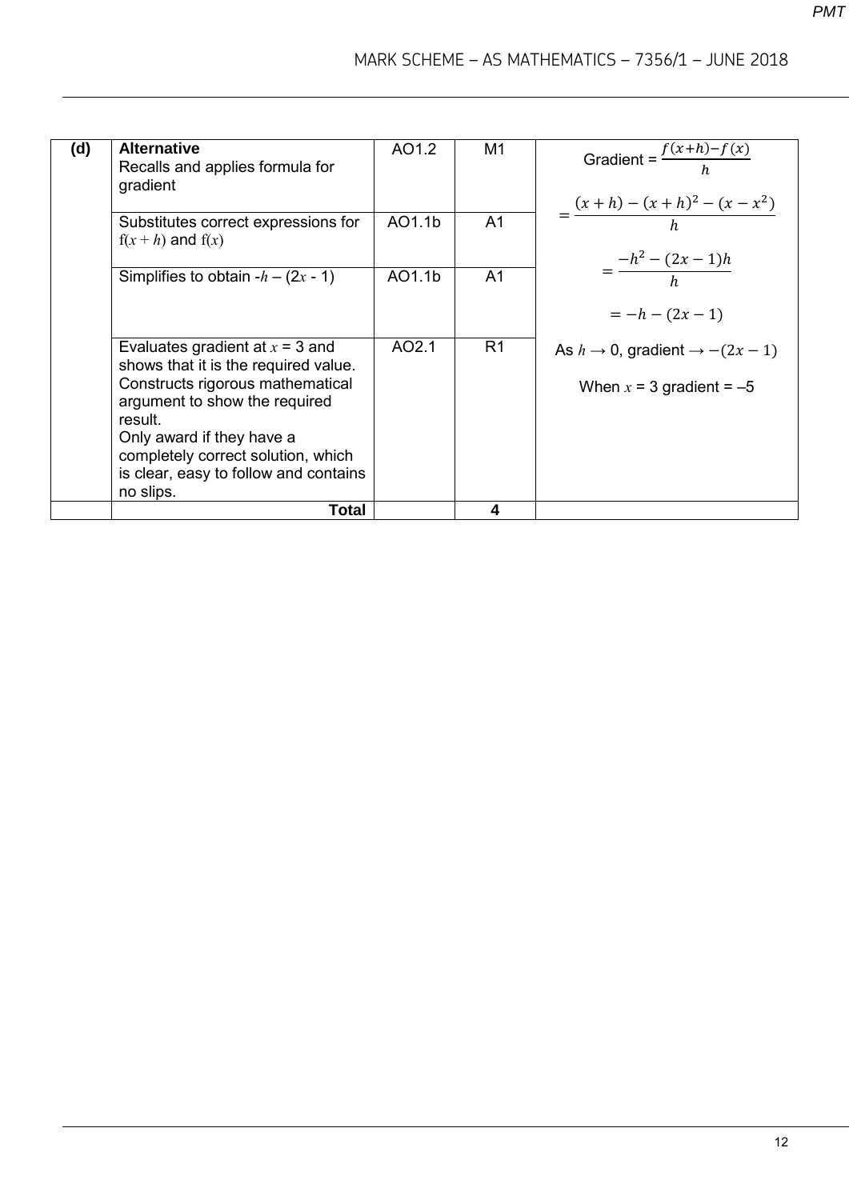| | | | | |
|---|---|---|---|---|
| (d) | **Alternative**<br>Recalls and applies formula for gradient | AO1.2 | M1 | Gradient = $\frac{f(x+h)-f(x)}{h}$ |
| | Substitutes correct expressions for $f(x+h)$ and $f(x)$ | AO1.1b | A1 | $=\frac{(x+h)-(x+h)^2-(x-x^2)}{h}$ |
| | Simplifies to obtain $-h-(2x-1)$ | AO1.1b | A1 | $=\frac{-h^2-(2x-1)h}{h}$<br>$=-h-(2x-1)$ |
| | Evaluates gradient at $x=3$ and shows that it is the required value.<br>Constructs rigorous mathematical argument to show the required result.<br>Only award if they have a completely correct solution, which is clear, easy to follow and contains no slips. | AO2.1 | R1 | As $h\to 0$, gradient $\to -(2x-1)$<br>When $x=3$ gradient = $-5$ |
| | **Total** | | **4** | |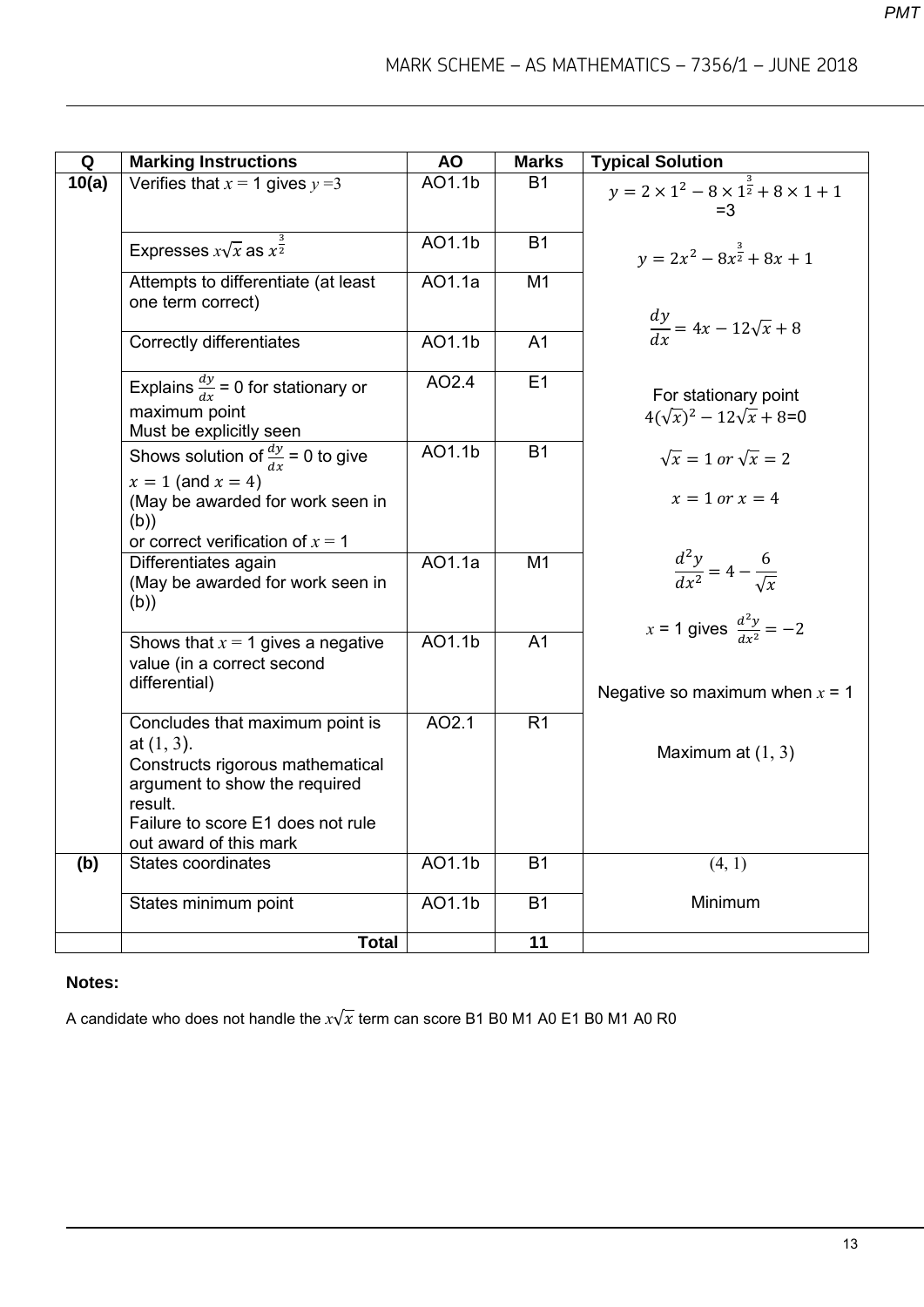| Q | Marking Instructions | AO | Marks | Typical Solution |
|---|---|---|---|---|
| 10(a) | Verifies that $x = 1$ gives $y = 3$ | AO1.1b | B1 | $y = 2 \times 1^2 - 8 \times 1^{\frac{3}{2}} + 8 \times 1 + 1$ $= 3$ |
| | Expresses $x\sqrt{x}$ as $x^{\frac{3}{2}}$ | AO1.1b | B1 | $y = 2x^2 - 8x^{\frac{3}{2}} + 8x + 1$ |
| | Attempts to differentiate (at least one term correct) | AO1.1a | M1 | |
| | Correctly differentiates | AO1.1b | A1 | $\frac{dy}{dx} = 4x - 12\sqrt{x} + 8$ |
| | Explains $\frac{dy}{dx} = 0$ for stationary or maximum point Must be explicitly seen | AO2.4 | E1 | For stationary point $4(\sqrt{x})^2 - 12\sqrt{x} + 8 = 0$ |
| | Shows solution of $\frac{dy}{dx} = 0$ to give $x = 1$ (and $x = 4$) (May be awarded for work seen in (b)) or correct verification of $x = 1$ | AO1.1b | B1 | $\sqrt{x} = 1$ or $\sqrt{x} = 2$ $x = 1$ or $x = 4$ |
| | Differentiates again (May be awarded for work seen in (b)) | AO1.1a | M1 | $\frac{d^2y}{dx^2} = 4 - \frac{6}{\sqrt{x}}$ |
| | Shows that $x = 1$ gives a negative value (in a correct second differential) | AO1.1b | A1 | $x = 1$ gives $\frac{d^2y}{dx^2} = -2$ Negative so maximum when $x = 1$ |
| | Concludes that maximum point is at $(1, 3)$. Constructs rigorous mathematical argument to show the required result. Failure to score E1 does not rule out award of this mark | AO2.1 | R1 | Maximum at $(1, 3)$ |
| (b) | States coordinates | AO1.1b | B1 | $(4, 1)$ |
| | States minimum point | AO1.1b | B1 | Minimum |
| | **Total** | | **11** | |

**Notes:**

A candidate who does not handle the $x\sqrt{x}$ term can score B1 B0 M1 A0 E1 B0 M1 A0 R0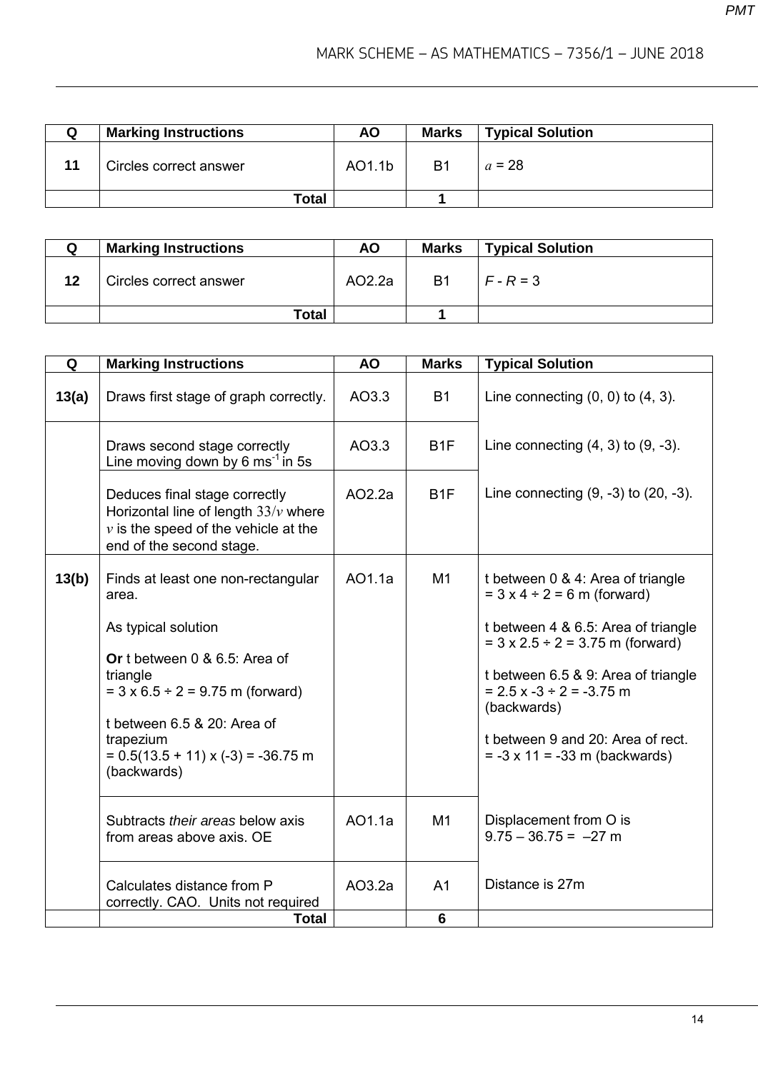| Q | Marking Instructions | AO | Marks | Typical Solution |
|---|---|---|---|---|
| 11 | Circles correct answer | AO1.1b | B1 | $a = 28$ |
| | **Total** | | **1** | |

| Q | Marking Instructions | AO | Marks | Typical Solution |
|---|---|---|---|---|
| 12 | Circles correct answer | AO2.2a | B1 | $F - R = 3$ |
| | **Total** | | **1** | |

| Q | Marking Instructions | AO | Marks | Typical Solution |
|---|---|---|---|---|
| 13(a) | Draws first stage of graph correctly. | AO3.3 | B1 | Line connecting (0, 0) to (4, 3). |
| | Draws second stage correctly<br>Line moving down by 6 $\text{ms}^{-1}$ in 5s | AO3.3 | B1F | Line connecting (4, 3) to (9, -3). |
| | Deduces final stage correctly<br>Horizontal line of length $33/v$ where $v$ is the speed of the vehicle at the end of the second stage. | AO2.2a | B1F | Line connecting (9, -3) to (20, -3). |
| 13(b) | Finds at least one non-rectangular area.<br><br>As typical solution<br><br>**Or** t between 0 & 6.5: Area of triangle<br>= 3 x 6.5 ÷ 2 = 9.75 m (forward)<br><br>t between 6.5 & 20: Area of trapezium<br>= 0.5(13.5 + 11) x (-3) = -36.75 m (backwards) | AO1.1a | M1 | t between 0 & 4: Area of triangle<br>= 3 x 4 ÷ 2 = 6 m (forward)<br><br>t between 4 & 6.5: Area of triangle<br>= 3 x 2.5 ÷ 2 = 3.75 m (forward)<br><br>t between 6.5 & 9: Area of triangle<br>= 2.5 x -3 ÷ 2 = -3.75 m (backwards)<br><br>t between 9 and 20: Area of rect.<br>= -3 x 11 = -33 m (backwards) |
| | Subtracts *their areas* below axis from areas above axis. OE | AO1.1a | M1 | Displacement from O is<br>9.75 – 36.75 = –27 m |
| | Calculates distance from P correctly. CAO. Units not required | AO3.2a | A1 | Distance is 27m |
| | **Total** | | **6** | |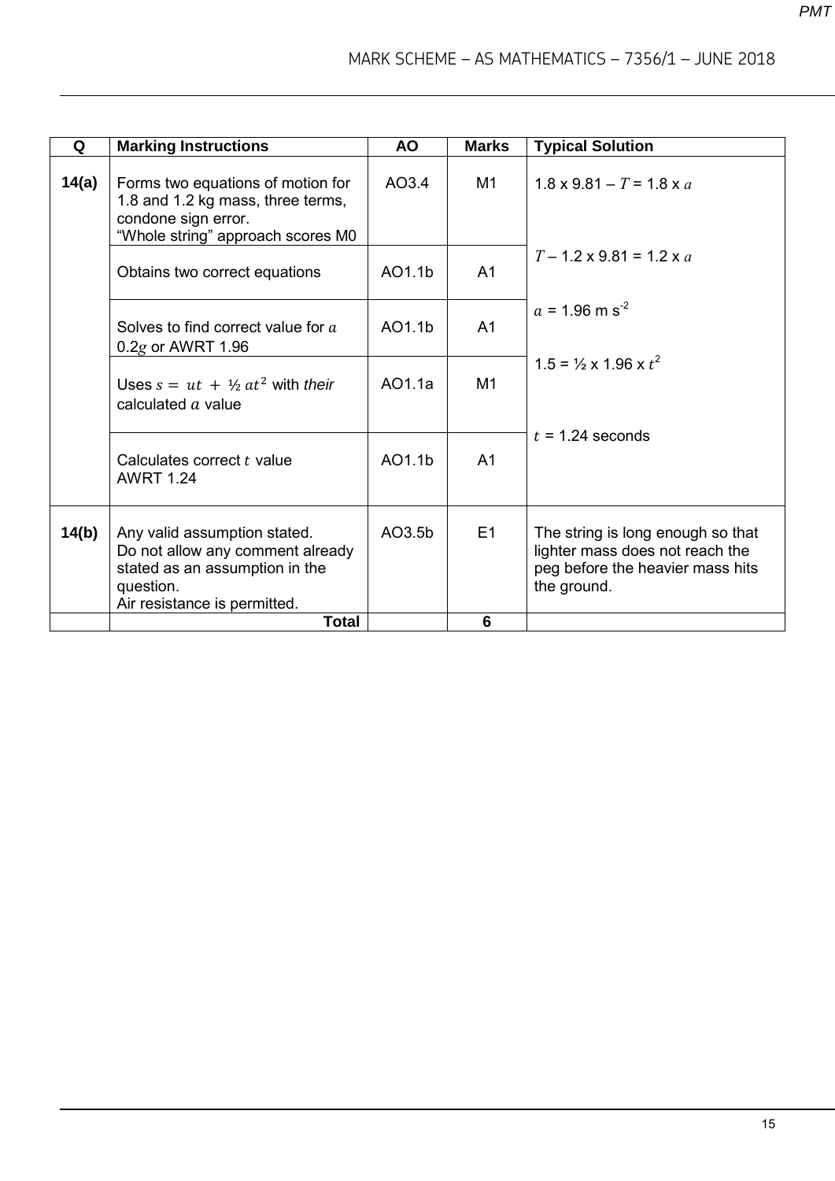| Q | Marking Instructions | AO | Marks | Typical Solution |
|---|---|---|---|---|
| 14(a) | Forms two equations of motion for 1.8 and 1.2 kg mass, three terms, condone sign error. "Whole string" approach scores M0 | AO3.4 | M1 | 1.8 x 9.81 – $T$ = 1.8 x $a$ |
| | Obtains two correct equations | AO1.1b | A1 | $T$ – 1.2 x 9.81 = 1.2 x $a$ |
| | Solves to find correct value for $a$ 0.2$g$ or AWRT 1.96 | AO1.1b | A1 | $a$ = 1.96 m s$^{-2}$ |
| | Uses $s = ut + ½\,at^2$ with *their* calculated $a$ value | AO1.1a | M1 | 1.5 = ½ x 1.96 x $t^2$ |
| | Calculates correct $t$ value AWRT 1.24 | AO1.1b | A1 | $t$ = 1.24 seconds |
| 14(b) | Any valid assumption stated. Do not allow any comment already stated as an assumption in the question. Air resistance is permitted. | AO3.5b | E1 | The string is long enough so that lighter mass does not reach the peg before the heavier mass hits the ground. |
| | **Total** | | **6** | |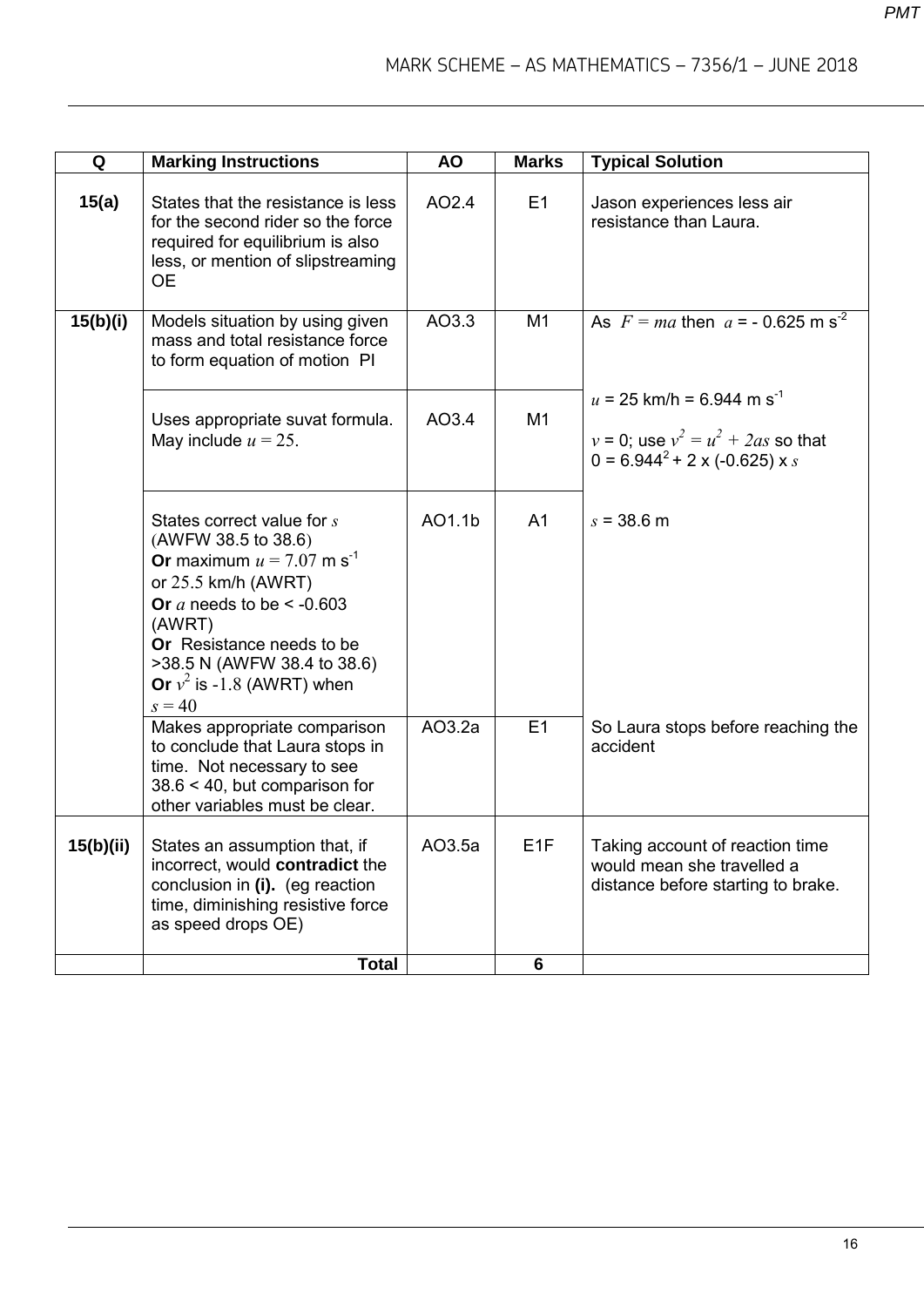| Q | Marking Instructions | AO | Marks | Typical Solution |
|---|---|---|---|---|
| 15(a) | States that the resistance is less for the second rider so the force required for equilibrium is also less, or mention of slipstreaming OE | AO2.4 | E1 | Jason experiences less air resistance than Laura. |
| 15(b)(i) | Models situation by using given mass and total resistance force to form equation of motion PI | AO3.3 | M1 | As $F = ma$ then $a$ = - 0.625 m s$^{-2}$ |
| | Uses appropriate suvat formula. May include $u = 25$. | AO3.4 | M1 | $u$ = 25 km/h = 6.944 m s$^{-1}$<br><br>$v$ = 0; use $v^2 = u^2 + 2as$ so that 0 = 6.944$^2$ + 2 x (-0.625) x $s$ |
| | States correct value for $s$ (AWFW 38.5 to 38.6)<br>**Or** maximum $u = 7.07$ m s$^{-1}$ or 25.5 km/h (AWRT)<br>**Or** $a$ needs to be < -0.603 (AWRT)<br>**Or** Resistance needs to be >38.5 N (AWFW 38.4 to 38.6)<br>**Or** $v^2$ is -1.8 (AWRT) when $s = 40$ | AO1.1b | A1 | $s$ = 38.6 m |
| | Makes appropriate comparison to conclude that Laura stops in time. Not necessary to see 38.6 < 40, but comparison for other variables must be clear. | AO3.2a | E1 | So Laura stops before reaching the accident |
| 15(b)(ii) | States an assumption that, if incorrect, would **contradict** the conclusion in **(i).** (eg reaction time, diminishing resistive force as speed drops OE) | AO3.5a | E1F | Taking account of reaction time would mean she travelled a distance before starting to brake. |
| | **Total** | | 6 | |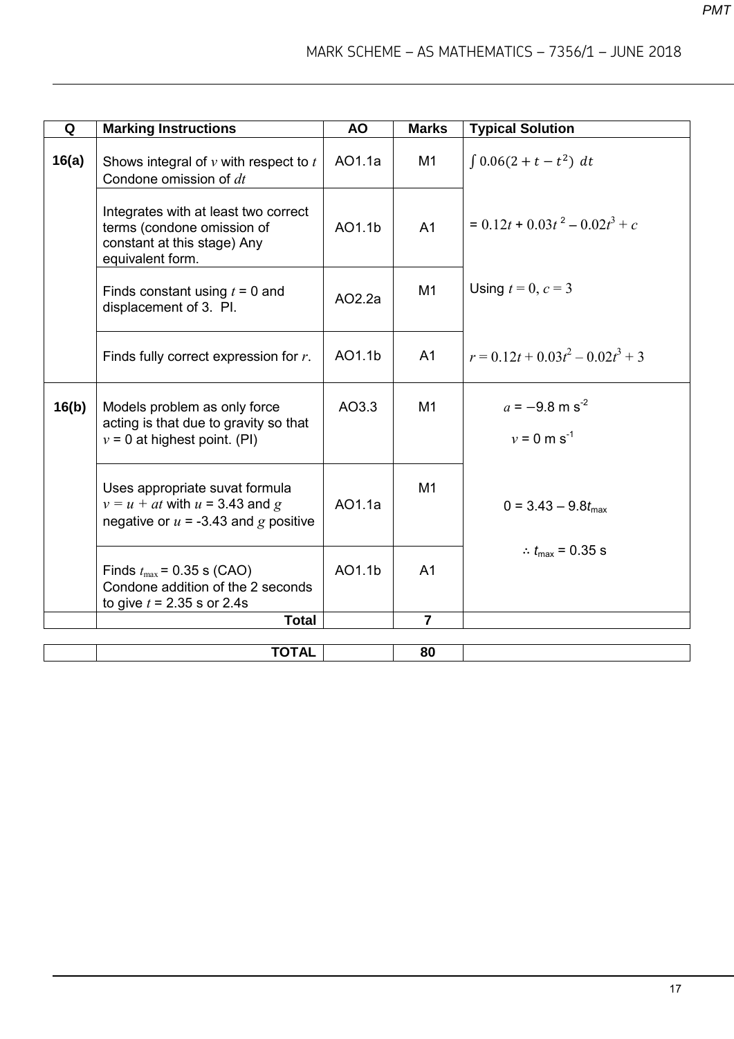| Q | Marking Instructions | AO | Marks | Typical Solution |
|---|---|---|---|---|
| 16(a) | Shows integral of $v$ with respect to $t$ Condone omission of $dt$ | AO1.1a | M1 | $\int 0.06(2 + t - t^2)\ dt$ |
| | Integrates with at least two correct terms (condone omission of constant at this stage) Any equivalent form. | AO1.1b | A1 | $= 0.12t + 0.03t^2 - 0.02t^3 + c$ |
| | Finds constant using $t = 0$ and displacement of 3. PI. | AO2.2a | M1 | Using $t = 0$, $c = 3$ |
| | Finds fully correct expression for $r$. | AO1.1b | A1 | $r = 0.12t + 0.03t^2 - 0.02t^3 + 3$ |
| 16(b) | Models problem as only force acting is that due to gravity so that $v = 0$ at highest point. (PI) | AO3.3 | M1 | $a = -9.8$ m s$^{-2}$ <br> $v = 0$ m s$^{-1}$ |
| | Uses appropriate suvat formula $v = u + at$ with $u = 3.43$ and $g$ negative or $u = -3.43$ and $g$ positive | AO1.1a | M1 | $0 = 3.43 - 9.8t_{max}$ |
| | Finds $t_{max} = 0.35$ s (CAO) Condone addition of the 2 seconds to give $t = 2.35$ s or 2.4s | AO1.1b | A1 | $\therefore t_{max} = 0.35$ s |
| | **Total** | | **7** | |

| | | | | |
|---|---|---|---|---|
| | **TOTAL** | | **80** | |